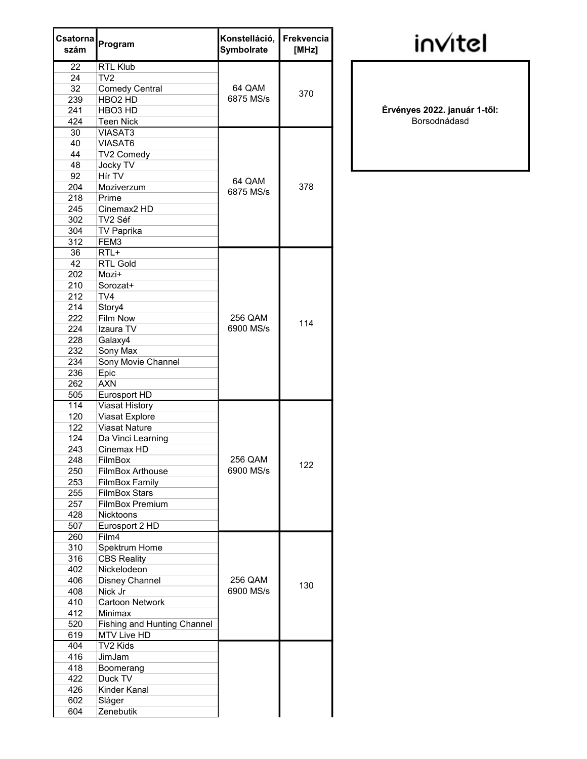invitel

**Érvényes 2022. január 1-től:**
Borsodnádasd

| Csatorna szám | Program | Konstelláció, Symbolrate | Frekvencia [MHz] |
|---|---|---|---|
| 22 | RTL Klub | 64 QAM 6875 MS/s | 370 |
| 24 | TV2 | | |
| 32 | Comedy Central | | |
| 239 | HBO2 HD | | |
| 241 | HBO3 HD | | |
| 424 | Teen Nick | | |
| 30 | VIASAT3 | 64 QAM 6875 MS/s | 378 |
| 40 | VIASAT6 | | |
| 44 | TV2 Comedy | | |
| 48 | Jocky TV | | |
| 92 | Hír TV | | |
| 204 | Moziverzum | | |
| 218 | Prime | | |
| 245 | Cinemax2 HD | | |
| 302 | TV2 Séf | | |
| 304 | TV Paprika | | |
| 312 | FEM3 | | |
| 36 | RTL+ | 256 QAM 6900 MS/s | 114 |
| 42 | RTL Gold | | |
| 202 | Mozi+ | | |
| 210 | Sorozat+ | | |
| 212 | TV4 | | |
| 214 | Story4 | | |
| 222 | Film Now | | |
| 224 | Izaura TV | | |
| 228 | Galaxy4 | | |
| 232 | Sony Max | | |
| 234 | Sony Movie Channel | | |
| 236 | Epic | | |
| 262 | AXN | | |
| 505 | Eurosport HD | | |
| 114 | Viasat History | 256 QAM 6900 MS/s | 122 |
| 120 | Viasat Explore | | |
| 122 | Viasat Nature | | |
| 124 | Da Vinci Learning | | |
| 243 | Cinemax HD | | |
| 248 | FilmBox | | |
| 250 | FilmBox Arthouse | | |
| 253 | FilmBox Family | | |
| 255 | FilmBox Stars | | |
| 257 | FilmBox Premium | | |
| 428 | Nicktoons | | |
| 507 | Eurosport 2 HD | | |
| 260 | Film4 | 256 QAM 6900 MS/s | 130 |
| 310 | Spektrum Home | | |
| 316 | CBS Reality | | |
| 402 | Nickelodeon | | |
| 406 | Disney Channel | | |
| 408 | Nick Jr | | |
| 410 | Cartoon Network | | |
| 412 | Minimax | | |
| 520 | Fishing and Hunting Channel | | |
| 619 | MTV Live HD | | |
| 404 | TV2 Kids | | |
| 416 | JimJam | | |
| 418 | Boomerang | | |
| 422 | Duck TV | | |
| 426 | Kinder Kanal | | |
| 602 | Sláger | | |
| 604 | Zenebutik | | |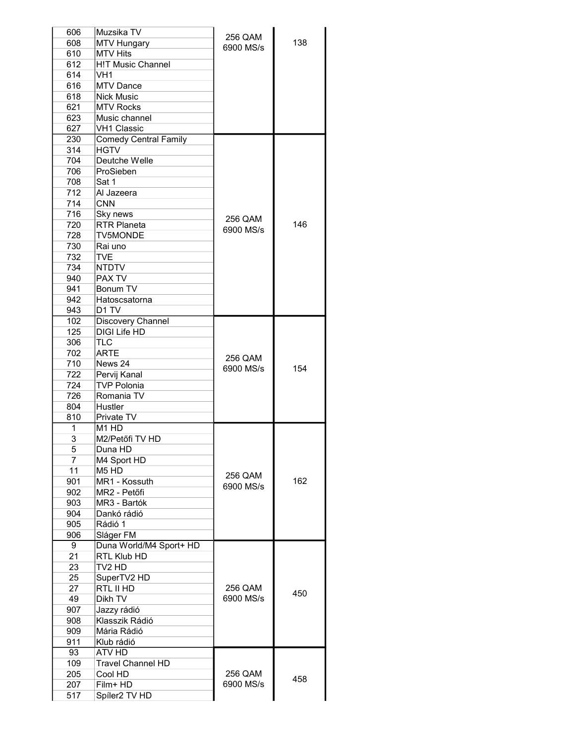| | | | |
|---|---|---|---|
| 606 | Muzsika TV | 256 QAM 6900 MS/s | 138 |
| 608 | MTV Hungary | | |
| 610 | MTV Hits | | |
| 612 | H!T Music Channel | | |
| 614 | VH1 | | |
| 616 | MTV Dance | | |
| 618 | Nick Music | | |
| 621 | MTV Rocks | | |
| 623 | Music channel | | |
| 627 | VH1 Classic | | |
| 230 | Comedy Central Family | 256 QAM 6900 MS/s | 146 |
| 314 | HGTV | | |
| 704 | Deutche Welle | | |
| 706 | ProSieben | | |
| 708 | Sat 1 | | |
| 712 | Al Jazeera | | |
| 714 | CNN | | |
| 716 | Sky news | | |
| 720 | RTR Planeta | | |
| 728 | TV5MONDE | | |
| 730 | Rai uno | | |
| 732 | TVE | | |
| 734 | NTDTV | | |
| 940 | PAX TV | | |
| 941 | Bonum TV | | |
| 942 | Hatoscsatorna | | |
| 943 | D1 TV | | |
| 102 | Discovery Channel | 256 QAM 6900 MS/s | 154 |
| 125 | DIGI Life HD | | |
| 306 | TLC | | |
| 702 | ARTE | | |
| 710 | News 24 | | |
| 722 | Pervij Kanal | | |
| 724 | TVP Polonia | | |
| 726 | Romania TV | | |
| 804 | Hustler | | |
| 810 | Private TV | | |
| 1 | M1 HD | 256 QAM 6900 MS/s | 162 |
| 3 | M2/Petőfi TV HD | | |
| 5 | Duna HD | | |
| 7 | M4 Sport HD | | |
| 11 | M5 HD | | |
| 901 | MR1 - Kossuth | | |
| 902 | MR2 - Petőfi | | |
| 903 | MR3 - Bartók | | |
| 904 | Dankó rádió | | |
| 905 | Rádió 1 | | |
| 906 | Sláger FM | | |
| 9 | Duna World/M4 Sport+ HD | 256 QAM 6900 MS/s | 450 |
| 21 | RTL Klub HD | | |
| 23 | TV2 HD | | |
| 25 | SuperTV2 HD | | |
| 27 | RTL II HD | | |
| 49 | Dikh TV | | |
| 907 | Jazzy rádió | | |
| 908 | Klasszik Rádió | | |
| 909 | Mária Rádió | | |
| 911 | Klub rádió | | |
| 93 | ATV HD | 256 QAM 6900 MS/s | 458 |
| 109 | Travel Channel HD | | |
| 205 | Cool HD | | |
| 207 | Film+ HD | | |
| 517 | Spíler2 TV HD | | |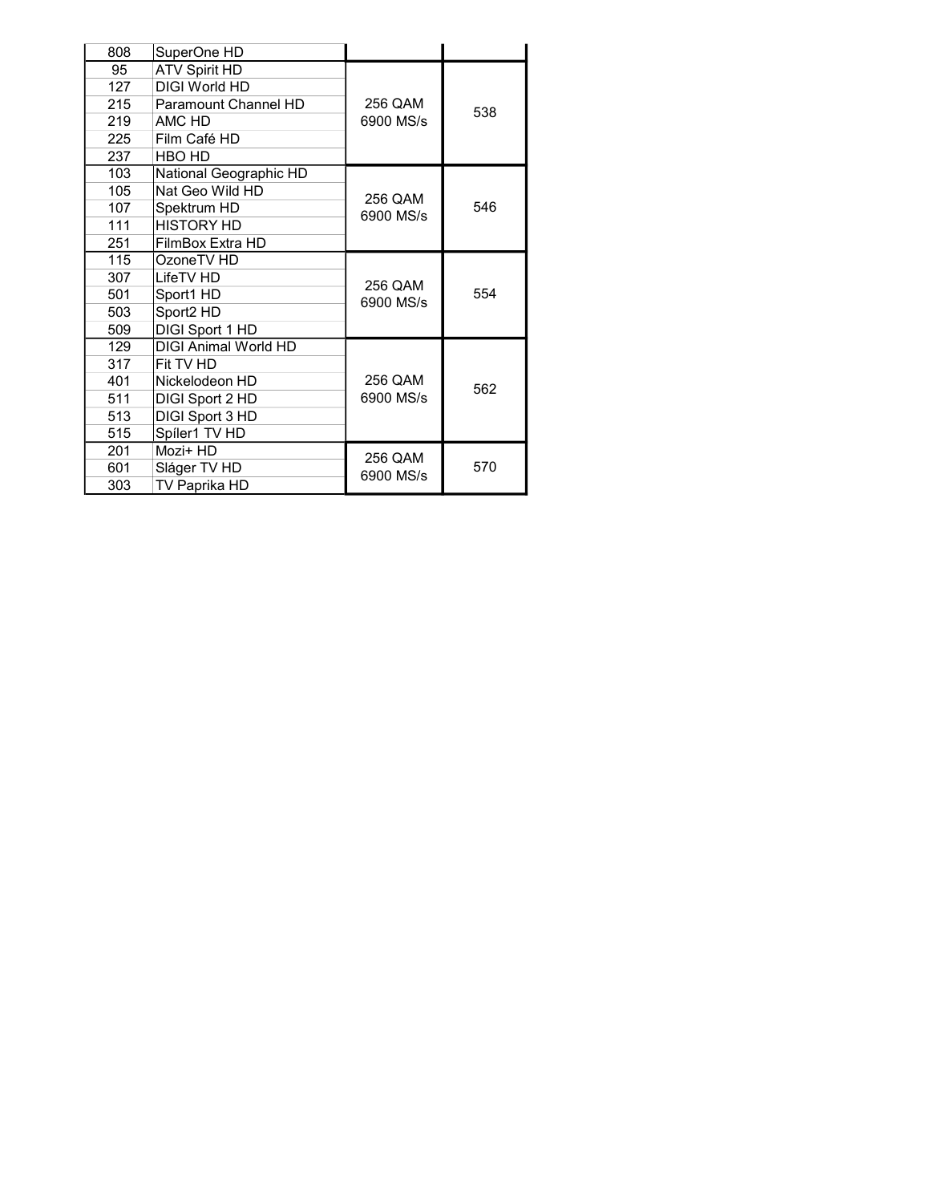| | | | |
|---|---|---|---|
| 808 | SuperOne HD | | |
| 95 | ATV Spirit HD | 256 QAM 6900 MS/s | 538 |
| 127 | DIGI World HD | | |
| 215 | Paramount Channel HD | | |
| 219 | AMC HD | | |
| 225 | Film Café HD | | |
| 237 | HBO HD | | |
| 103 | National Geographic HD | 256 QAM 6900 MS/s | 546 |
| 105 | Nat Geo Wild HD | | |
| 107 | Spektrum HD | | |
| 111 | HISTORY HD | | |
| 251 | FilmBox Extra HD | | |
| 115 | OzoneTV HD | 256 QAM 6900 MS/s | 554 |
| 307 | LifeTV HD | | |
| 501 | Sport1 HD | | |
| 503 | Sport2 HD | | |
| 509 | DIGI Sport 1 HD | | |
| 129 | DIGI Animal World HD | 256 QAM 6900 MS/s | 562 |
| 317 | Fit TV HD | | |
| 401 | Nickelodeon HD | | |
| 511 | DIGI Sport 2 HD | | |
| 513 | DIGI Sport 3 HD | | |
| 515 | Spíler1 TV HD | | |
| 201 | Mozi+ HD | 256 QAM 6900 MS/s | 570 |
| 601 | Sláger TV HD | | |
| 303 | TV Paprika HD | | |